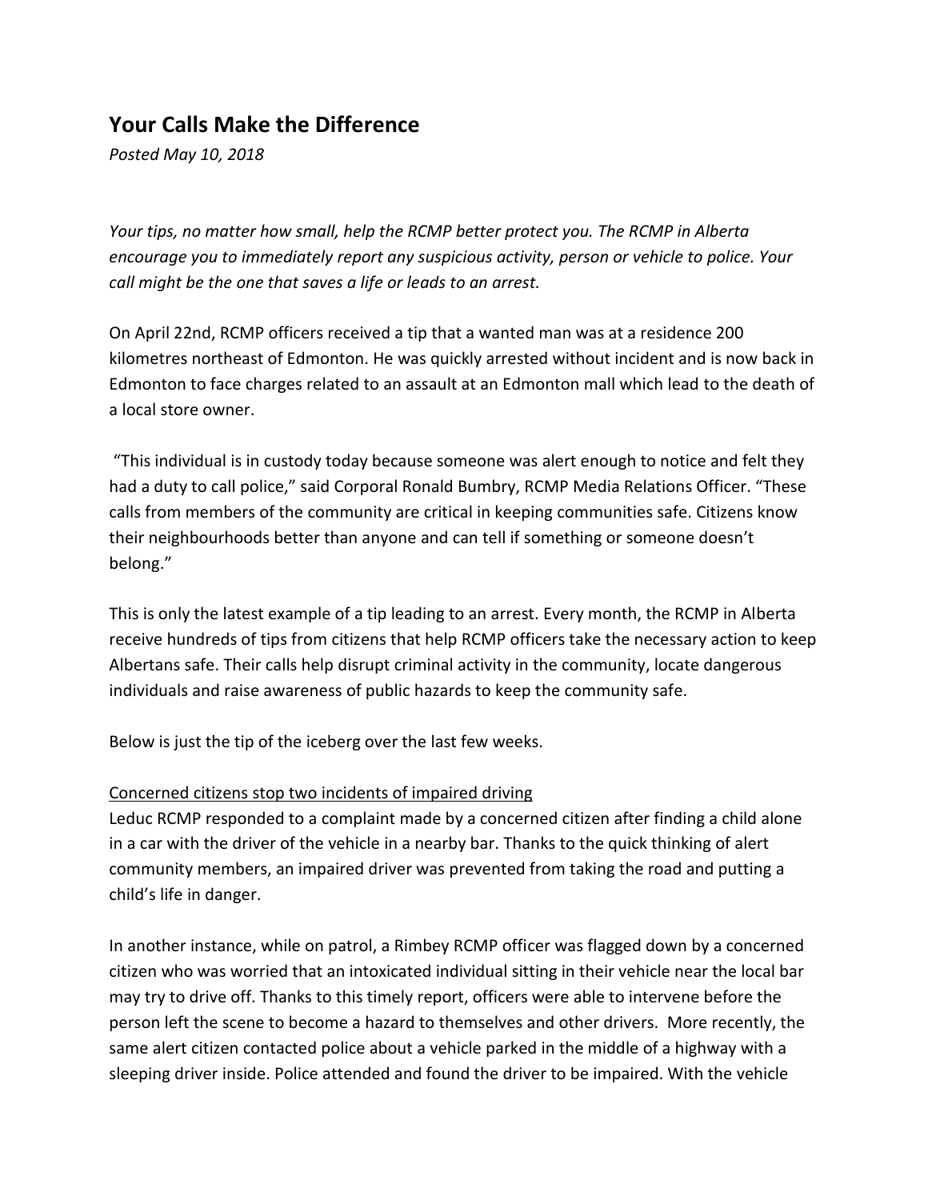## Your Calls Make the Difference

*Posted May 10, 2018*

*Your tips, no matter how small, help the RCMP better protect you. The RCMP in Alberta encourage you to immediately report any suspicious activity, person or vehicle to police. Your call might be the one that saves a life or leads to an arrest.*

On April 22nd, RCMP officers received a tip that a wanted man was at a residence 200 kilometres northeast of Edmonton. He was quickly arrested without incident and is now back in Edmonton to face charges related to an assault at an Edmonton mall which lead to the death of a local store owner.

"This individual is in custody today because someone was alert enough to notice and felt they had a duty to call police," said Corporal Ronald Bumbry, RCMP Media Relations Officer. "These calls from members of the community are critical in keeping communities safe. Citizens know their neighbourhoods better than anyone and can tell if something or someone doesn't belong."

This is only the latest example of a tip leading to an arrest. Every month, the RCMP in Alberta receive hundreds of tips from citizens that help RCMP officers take the necessary action to keep Albertans safe. Their calls help disrupt criminal activity in the community, locate dangerous individuals and raise awareness of public hazards to keep the community safe.

Below is just the tip of the iceberg over the last few weeks.

<u>Concerned citizens stop two incidents of impaired driving</u>

Leduc RCMP responded to a complaint made by a concerned citizen after finding a child alone in a car with the driver of the vehicle in a nearby bar. Thanks to the quick thinking of alert community members, an impaired driver was prevented from taking the road and putting a child's life in danger.

In another instance, while on patrol, a Rimbey RCMP officer was flagged down by a concerned citizen who was worried that an intoxicated individual sitting in their vehicle near the local bar may try to drive off. Thanks to this timely report, officers were able to intervene before the person left the scene to become a hazard to themselves and other drivers. More recently, the same alert citizen contacted police about a vehicle parked in the middle of a highway with a sleeping driver inside. Police attended and found the driver to be impaired. With the vehicle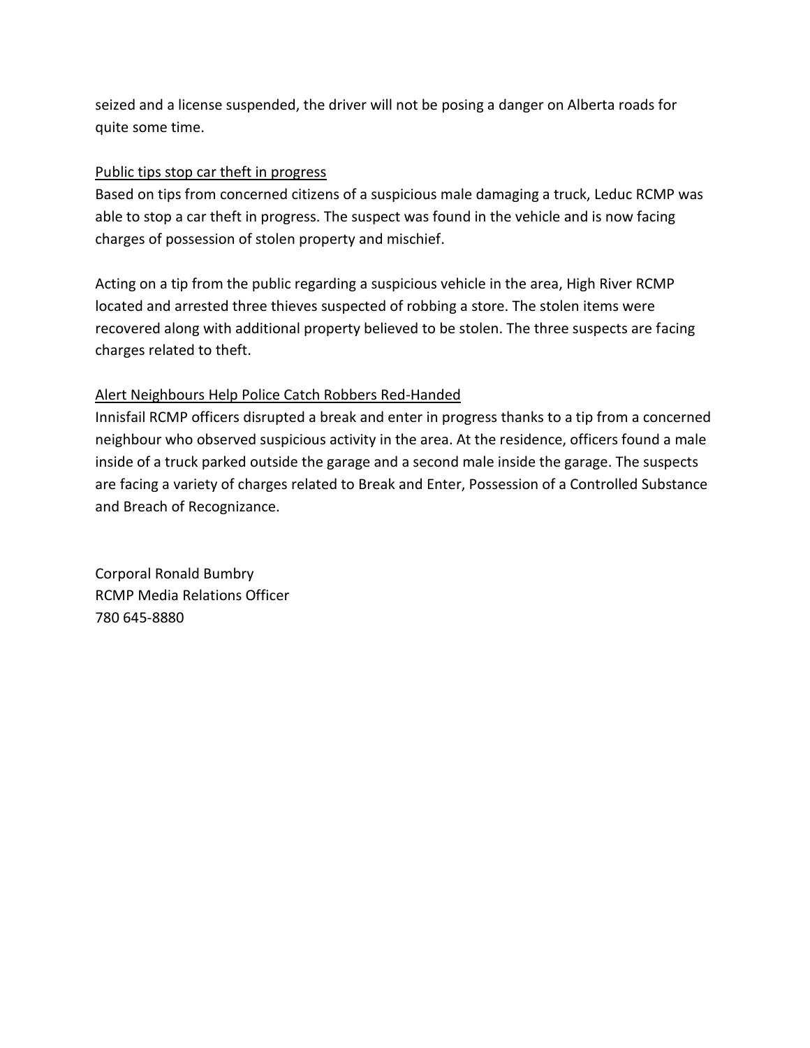seized and a license suspended, the driver will not be posing a danger on Alberta roads for quite some time.

<u>Public tips stop car theft in progress</u>

Based on tips from concerned citizens of a suspicious male damaging a truck, Leduc RCMP was able to stop a car theft in progress. The suspect was found in the vehicle and is now facing charges of possession of stolen property and mischief.

Acting on a tip from the public regarding a suspicious vehicle in the area, High River RCMP located and arrested three thieves suspected of robbing a store. The stolen items were recovered along with additional property believed to be stolen. The three suspects are facing charges related to theft.

<u>Alert Neighbours Help Police Catch Robbers Red-Handed</u>

Innisfail RCMP officers disrupted a break and enter in progress thanks to a tip from a concerned neighbour who observed suspicious activity in the area. At the residence, officers found a male inside of a truck parked outside the garage and a second male inside the garage. The suspects are facing a variety of charges related to Break and Enter, Possession of a Controlled Substance and Breach of Recognizance.

Corporal Ronald Bumbry
RCMP Media Relations Officer
780 645-8880